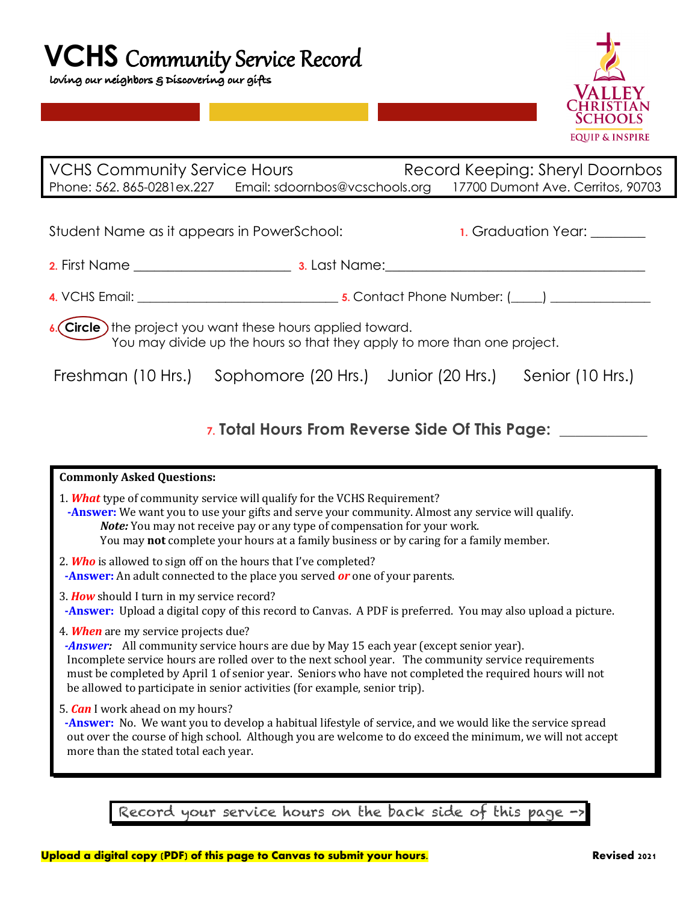# VCHS Community Service Record

*loving our neighbors & Discovering our gifts*

VALLEY CHRISTIAN SCHOOLS
EQUIP & INSPIRE

| VCHS Community Service Hours | | Record Keeping: Sheryl Doornbos |
|---|---|---|
| Phone: 562. 865-0281ex.227 | Email: sdoornbos@vcschools.org | 17700 Dumont Ave. Cerritos, 90703 |

Student Name as it appears in PowerSchool: 1. Graduation Year: ________

2. First Name ______________________ 3. Last Name: ____________________________________

4. VCHS Email: ____________________________ 5. Contact Phone Number: (_____) _______________

6. **Circle** the project you want these hours applied toward.
You may divide up the hours so that they apply to more than one project.

Freshman (10 Hrs.) Sophomore (20 Hrs.) Junior (20 Hrs.) Senior (10 Hrs.)

7. **Total Hours From Reverse Side Of This Page:** ___________

**Commonly Asked Questions:**

1. ***What*** type of community service will qualify for the VCHS Requirement?
   **-Answer:** We want you to use your gifts and serve your community. Almost any service will qualify.
   ***Note:*** You may not receive pay or any type of compensation for your work.
   You may **not** complete your hours at a family business or by caring for a family member.

2. ***Who*** is allowed to sign off on the hours that I've completed?
   **-Answer:** An adult connected to the place you served ***or*** one of your parents.

3. ***How*** should I turn in my service record?
   **-Answer:** Upload a digital copy of this record to Canvas. A PDF is preferred. You may also upload a picture.

4. ***When*** are my service projects due?
   ***-Answer:*** All community service hours are due by May 15 each year (except senior year). Incomplete service hours are rolled over to the next school year. The community service requirements must be completed by April 1 of senior year. Seniors who have not completed the required hours will not be allowed to participate in senior activities (for example, senior trip).

5. ***Can*** I work ahead on my hours?
   **-Answer:** No. We want you to develop a habitual lifestyle of service, and we would like the service spread out over the course of high school. Although you are welcome to do exceed the minimum, we will not accept more than the stated total each year.

Record your service hours on the back side of this page ->

**Upload a digital copy (PDF) of this page to Canvas to submit your hours.**

**Revised 2021**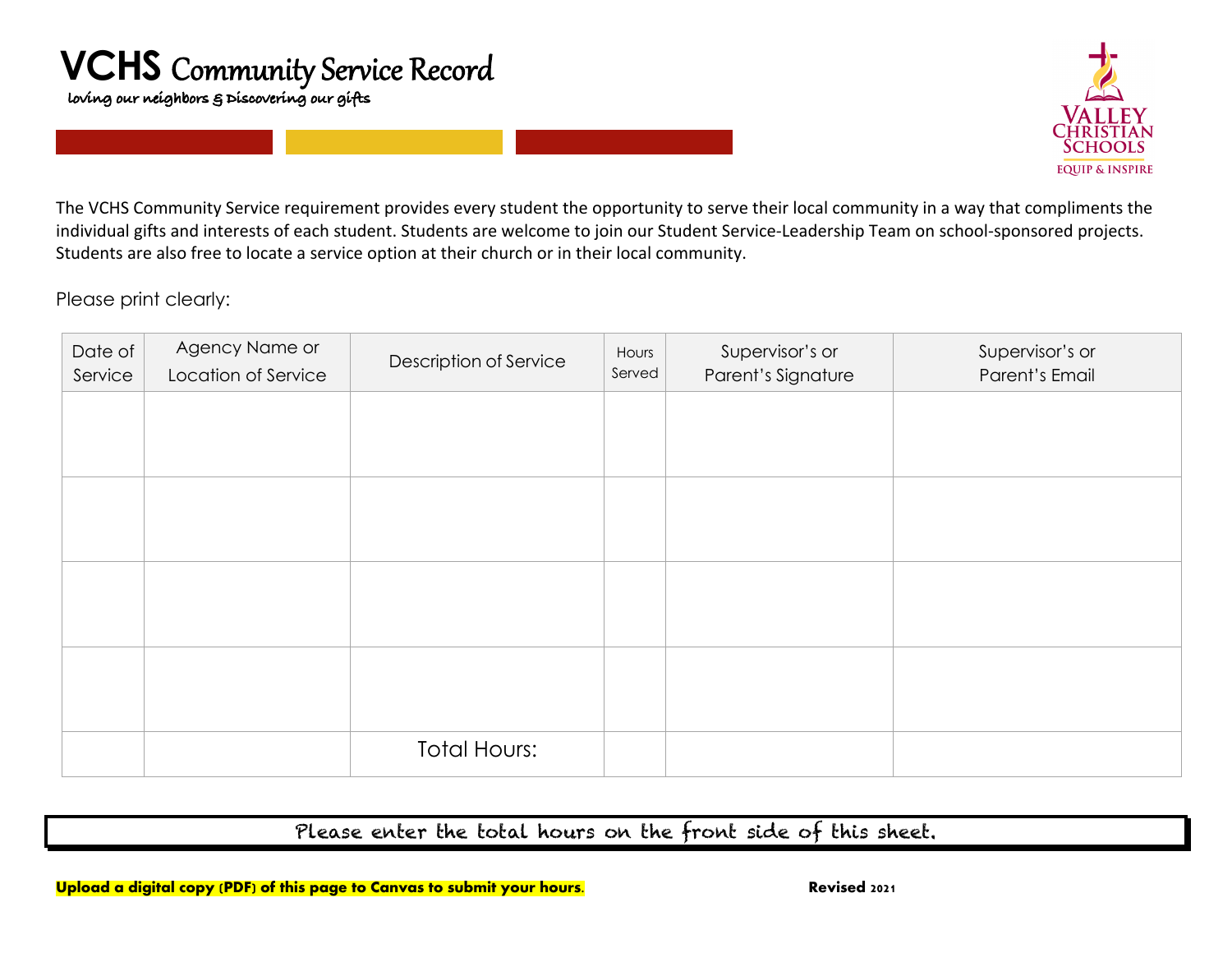# VCHS Community Service Record

loving our neighbors & Discovering our gifts

Valley Christian Schools
EQUIP & INSPIRE

The VCHS Community Service requirement provides every student the opportunity to serve their local community in a way that compliments the individual gifts and interests of each student. Students are welcome to join our Student Service-Leadership Team on school-sponsored projects. Students are also free to locate a service option at their church or in their local community.

Please print clearly:

| Date of Service | Agency Name or Location of Service | Description of Service | Hours Served | Supervisor's or Parent's Signature | Supervisor's or Parent's Email |
|---|---|---|---|---|---|
| | | | | | |
| | | | | | |
| | | | | | |
| | | | | | |
| | | Total Hours: | | | |

Please enter the total hours on the front side of this sheet.

**Upload a digital copy (PDF) of this page to Canvas to submit your hours.**

**Revised** 2021